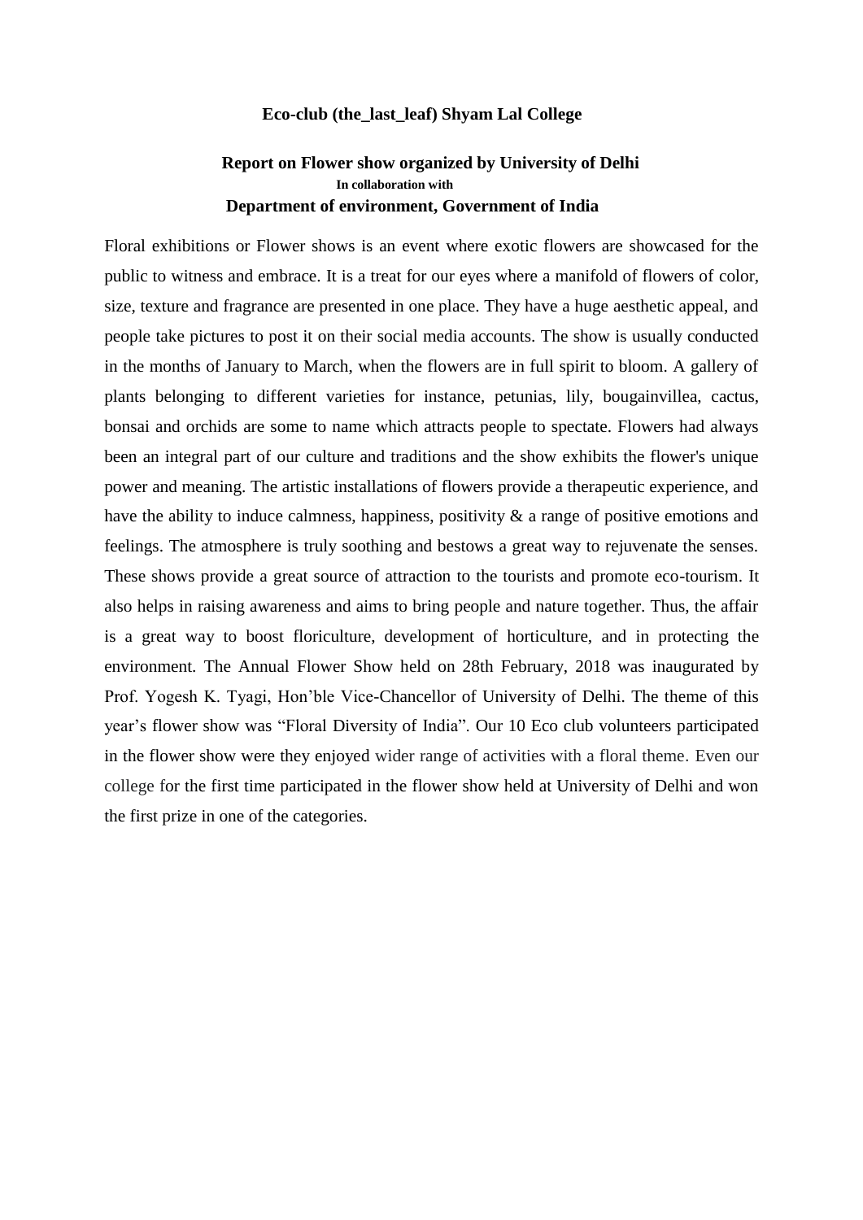**Eco-club (the_last_leaf) Shyam Lal College**

**Report on Flower show organized by University of Delhi**
**In collaboration with**
**Department of environment, Government of India**

Floral exhibitions or Flower shows is an event where exotic flowers are showcased for the public to witness and embrace. It is a treat for our eyes where a manifold of flowers of color, size, texture and fragrance are presented in one place. They have a huge aesthetic appeal, and people take pictures to post it on their social media accounts. The show is usually conducted in the months of January to March, when the flowers are in full spirit to bloom. A gallery of plants belonging to different varieties for instance, petunias, lily, bougainvillea, cactus, bonsai and orchids are some to name which attracts people to spectate. Flowers had always been an integral part of our culture and traditions and the show exhibits the flower's unique power and meaning. The artistic installations of flowers provide a therapeutic experience, and have the ability to induce calmness, happiness, positivity & a range of positive emotions and feelings. The atmosphere is truly soothing and bestows a great way to rejuvenate the senses. These shows provide a great source of attraction to the tourists and promote eco-tourism. It also helps in raising awareness and aims to bring people and nature together. Thus, the affair is a great way to boost floriculture, development of horticulture, and in protecting the environment. The Annual Flower Show held on 28th February, 2018 was inaugurated by Prof. Yogesh K. Tyagi, Hon'ble Vice-Chancellor of University of Delhi. The theme of this year's flower show was "Floral Diversity of India". Our 10 Eco club volunteers participated in the flower show were they enjoyed wider range of activities with a floral theme. Even our college for the first time participated in the flower show held at University of Delhi and won the first prize in one of the categories.